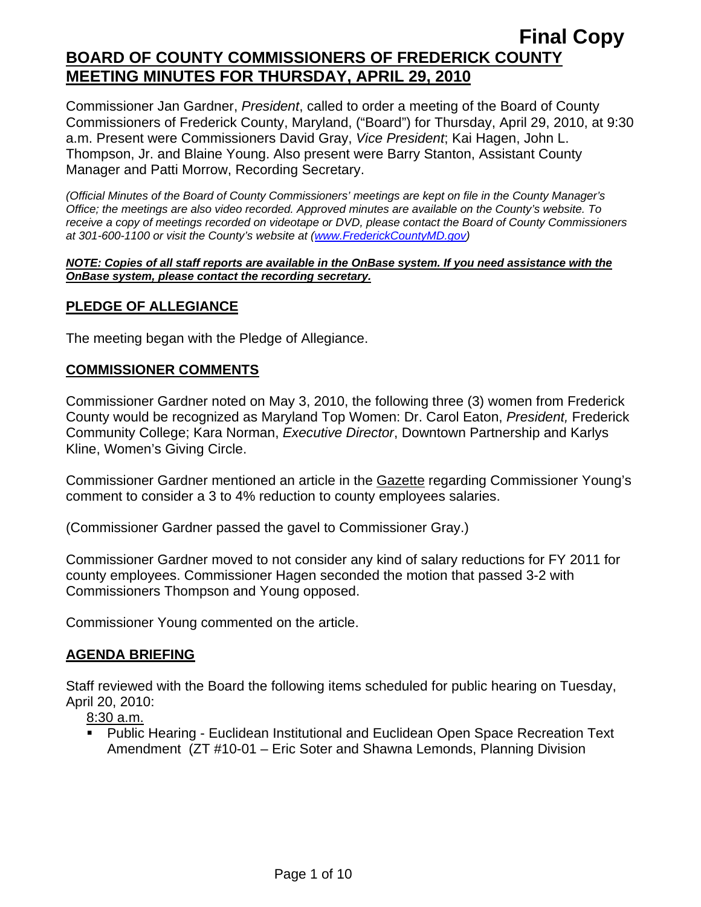**Final Copy**

# BOARD OF COUNTY COMMISSIONERS OF FREDERICK COUNTY MEETING MINUTES FOR THURSDAY, APRIL 29, 2010

Commissioner Jan Gardner, *President*, called to order a meeting of the Board of County Commissioners of Frederick County, Maryland, ("Board") for Thursday, April 29, 2010, at 9:30 a.m. Present were Commissioners David Gray, *Vice President*; Kai Hagen, John L. Thompson, Jr. and Blaine Young. Also present were Barry Stanton, Assistant County Manager and Patti Morrow, Recording Secretary.

*(Official Minutes of the Board of County Commissioners' meetings are kept on file in the County Manager's Office; the meetings are also video recorded. Approved minutes are available on the County's website. To receive a copy of meetings recorded on videotape or DVD, please contact the Board of County Commissioners at 301-600-1100 or visit the County's website at (www.FrederickCountyMD.gov)*

***NOTE: Copies of all staff reports are available in the OnBase system. If you need assistance with the OnBase system, please contact the recording secretary.***

## PLEDGE OF ALLEGIANCE

The meeting began with the Pledge of Allegiance.

## COMMISSIONER COMMENTS

Commissioner Gardner noted on May 3, 2010, the following three (3) women from Frederick County would be recognized as Maryland Top Women: Dr. Carol Eaton, *President,* Frederick Community College; Kara Norman, *Executive Director*, Downtown Partnership and Karlys Kline, Women's Giving Circle.

Commissioner Gardner mentioned an article in the Gazette regarding Commissioner Young's comment to consider a 3 to 4% reduction to county employees salaries.

(Commissioner Gardner passed the gavel to Commissioner Gray.)

Commissioner Gardner moved to not consider any kind of salary reductions for FY 2011 for county employees. Commissioner Hagen seconded the motion that passed 3-2 with Commissioners Thompson and Young opposed.

Commissioner Young commented on the article.

## AGENDA BRIEFING

Staff reviewed with the Board the following items scheduled for public hearing on Tuesday, April 20, 2010:

8:30 a.m.

- Public Hearing - Euclidean Institutional and Euclidean Open Space Recreation Text Amendment (ZT #10-01 – Eric Soter and Shawna Lemonds, Planning Division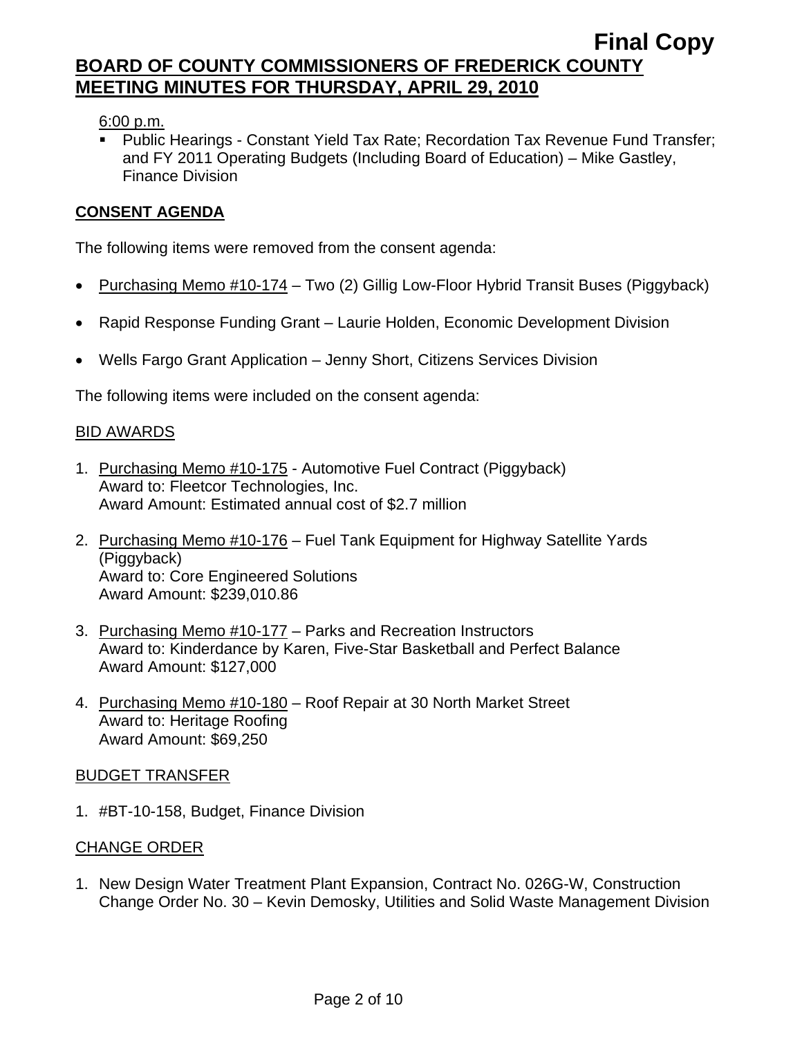6:00 p.m.

- Public Hearings - Constant Yield Tax Rate; Recordation Tax Revenue Fund Transfer; and FY 2011 Operating Budgets (Including Board of Education) – Mike Gastley, Finance Division

## CONSENT AGENDA

The following items were removed from the consent agenda:

- Purchasing Memo #10-174 – Two (2) Gillig Low-Floor Hybrid Transit Buses (Piggyback)
- Rapid Response Funding Grant – Laurie Holden, Economic Development Division
- Wells Fargo Grant Application – Jenny Short, Citizens Services Division

The following items were included on the consent agenda:

### BID AWARDS

1. Purchasing Memo #10-175 - Automotive Fuel Contract (Piggyback)
   Award to: Fleetcor Technologies, Inc.
   Award Amount: Estimated annual cost of $2.7 million

2. Purchasing Memo #10-176 – Fuel Tank Equipment for Highway Satellite Yards (Piggyback)
   Award to: Core Engineered Solutions
   Award Amount: $239,010.86

3. Purchasing Memo #10-177 – Parks and Recreation Instructors
   Award to: Kinderdance by Karen, Five-Star Basketball and Perfect Balance
   Award Amount: $127,000

4. Purchasing Memo #10-180 – Roof Repair at 30 North Market Street
   Award to: Heritage Roofing
   Award Amount: $69,250

### BUDGET TRANSFER

1. #BT-10-158, Budget, Finance Division

### CHANGE ORDER

1. New Design Water Treatment Plant Expansion, Contract No. 026G-W, Construction Change Order No. 30 – Kevin Demosky, Utilities and Solid Waste Management Division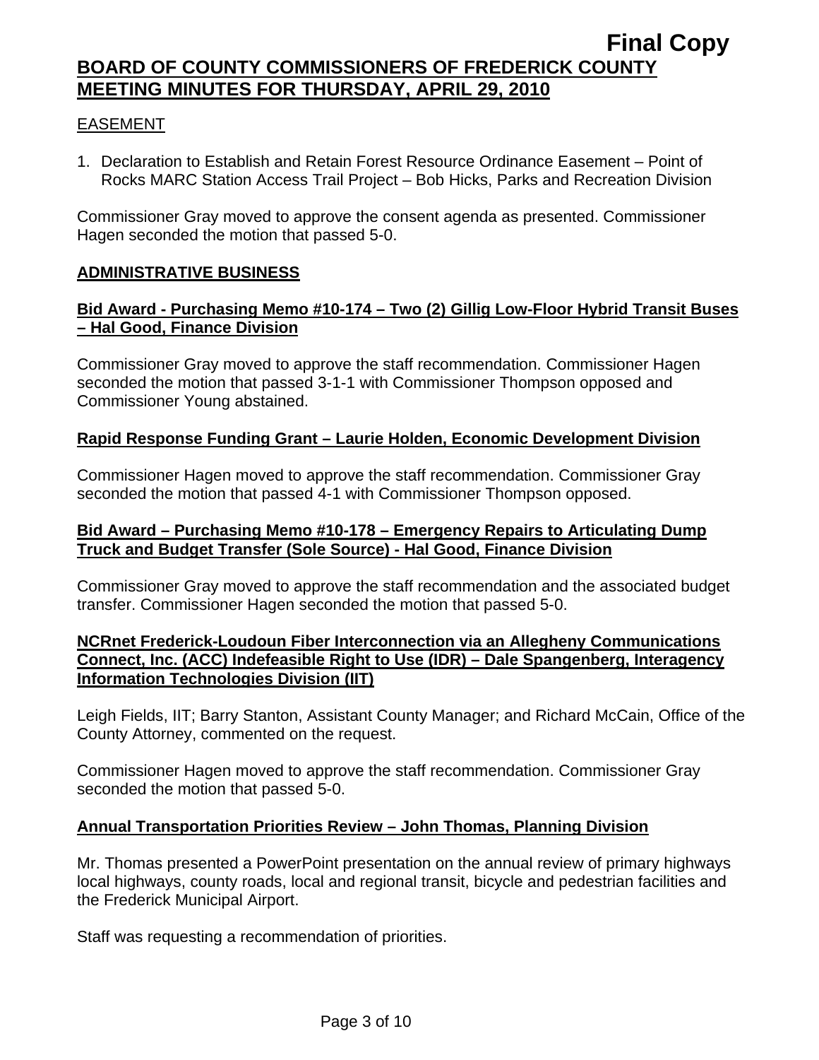EASEMENT

1. Declaration to Establish and Retain Forest Resource Ordinance Easement – Point of Rocks MARC Station Access Trail Project – Bob Hicks, Parks and Recreation Division

Commissioner Gray moved to approve the consent agenda as presented. Commissioner Hagen seconded the motion that passed 5-0.

## ADMINISTRATIVE BUSINESS

### Bid Award - Purchasing Memo #10-174 – Two (2) Gillig Low-Floor Hybrid Transit Buses – Hal Good, Finance Division

Commissioner Gray moved to approve the staff recommendation. Commissioner Hagen seconded the motion that passed 3-1-1 with Commissioner Thompson opposed and Commissioner Young abstained.

### Rapid Response Funding Grant – Laurie Holden, Economic Development Division

Commissioner Hagen moved to approve the staff recommendation. Commissioner Gray seconded the motion that passed 4-1 with Commissioner Thompson opposed.

### Bid Award – Purchasing Memo #10-178 – Emergency Repairs to Articulating Dump Truck and Budget Transfer (Sole Source) - Hal Good, Finance Division

Commissioner Gray moved to approve the staff recommendation and the associated budget transfer. Commissioner Hagen seconded the motion that passed 5-0.

### NCRnet Frederick-Loudoun Fiber Interconnection via an Allegheny Communications Connect, Inc. (ACC) Indefeasible Right to Use (IDR) – Dale Spangenberg, Interagency Information Technologies Division (IIT)

Leigh Fields, IIT; Barry Stanton, Assistant County Manager; and Richard McCain, Office of the County Attorney, commented on the request.

Commissioner Hagen moved to approve the staff recommendation. Commissioner Gray seconded the motion that passed 5-0.

### Annual Transportation Priorities Review – John Thomas, Planning Division

Mr. Thomas presented a PowerPoint presentation on the annual review of primary highways local highways, county roads, local and regional transit, bicycle and pedestrian facilities and the Frederick Municipal Airport.

Staff was requesting a recommendation of priorities.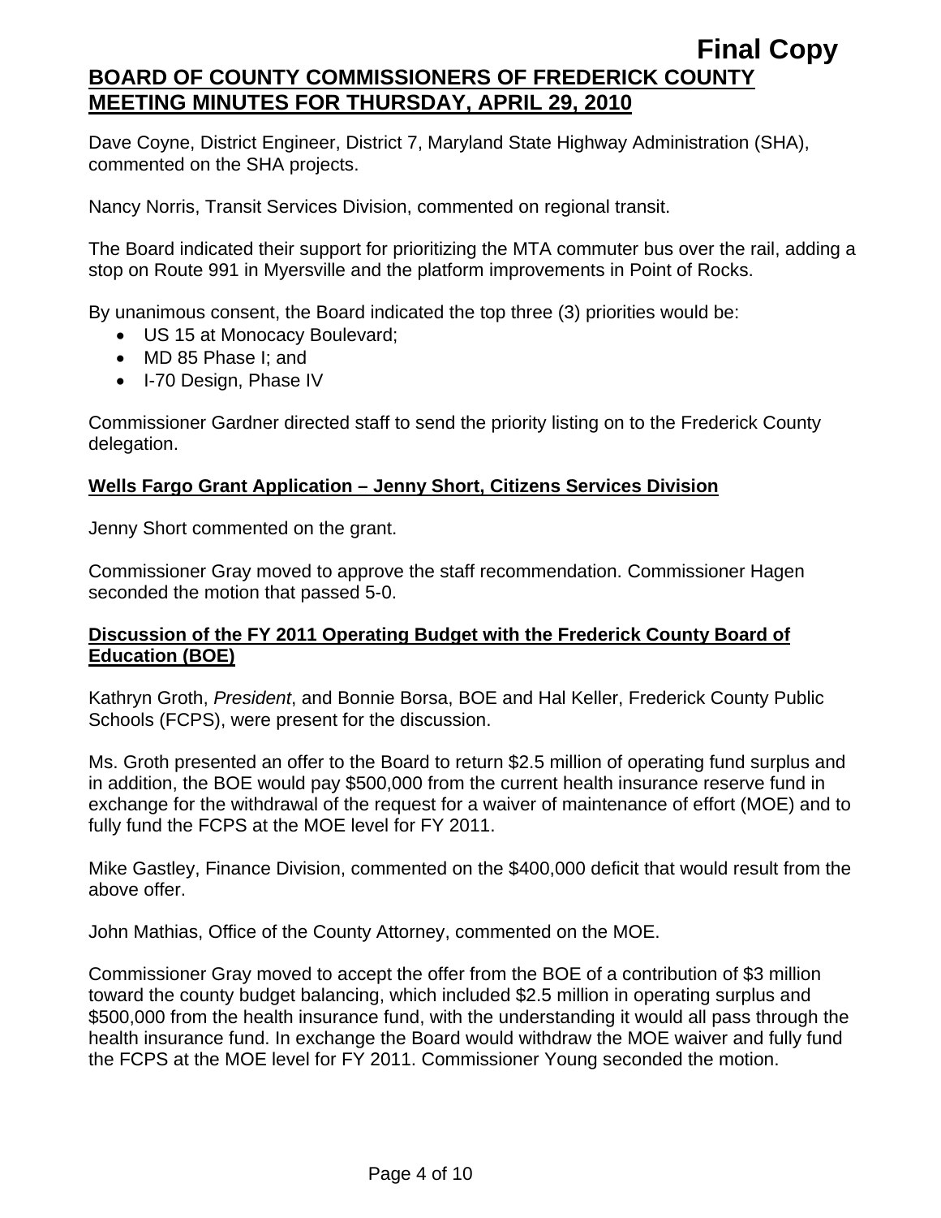Dave Coyne, District Engineer, District 7, Maryland State Highway Administration (SHA), commented on the SHA projects.

Nancy Norris, Transit Services Division, commented on regional transit.

The Board indicated their support for prioritizing the MTA commuter bus over the rail, adding a stop on Route 991 in Myersville and the platform improvements in Point of Rocks.

By unanimous consent, the Board indicated the top three (3) priorities would be:

- US 15 at Monocacy Boulevard;
- MD 85 Phase I; and
- I-70 Design, Phase IV

Commissioner Gardner directed staff to send the priority listing on to the Frederick County delegation.

**Wells Fargo Grant Application – Jenny Short, Citizens Services Division**

Jenny Short commented on the grant.

Commissioner Gray moved to approve the staff recommendation. Commissioner Hagen seconded the motion that passed 5-0.

**Discussion of the FY 2011 Operating Budget with the Frederick County Board of Education (BOE)**

Kathryn Groth, *President*, and Bonnie Borsa, BOE and Hal Keller, Frederick County Public Schools (FCPS), were present for the discussion.

Ms. Groth presented an offer to the Board to return $2.5 million of operating fund surplus and in addition, the BOE would pay $500,000 from the current health insurance reserve fund in exchange for the withdrawal of the request for a waiver of maintenance of effort (MOE) and to fully fund the FCPS at the MOE level for FY 2011.

Mike Gastley, Finance Division, commented on the $400,000 deficit that would result from the above offer.

John Mathias, Office of the County Attorney, commented on the MOE.

Commissioner Gray moved to accept the offer from the BOE of a contribution of $3 million toward the county budget balancing, which included $2.5 million in operating surplus and $500,000 from the health insurance fund, with the understanding it would all pass through the health insurance fund. In exchange the Board would withdraw the MOE waiver and fully fund the FCPS at the MOE level for FY 2011. Commissioner Young seconded the motion.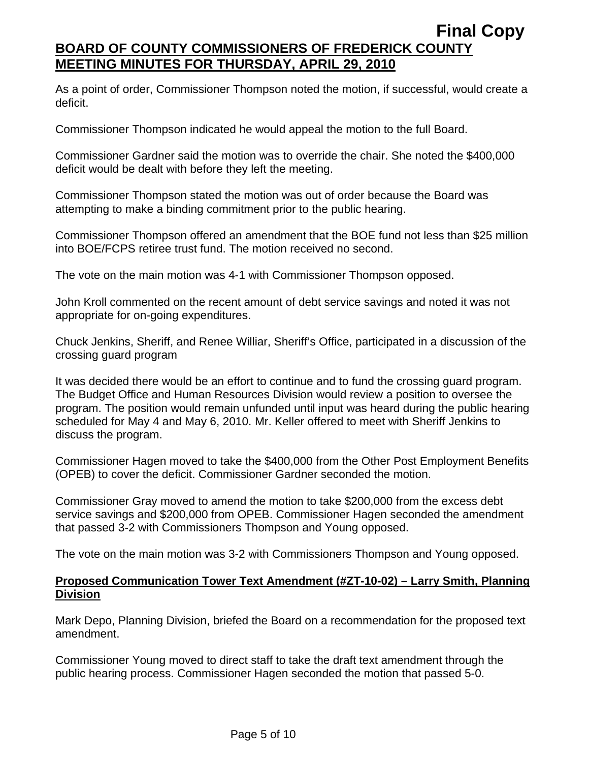As a point of order, Commissioner Thompson noted the motion, if successful, would create a deficit.

Commissioner Thompson indicated he would appeal the motion to the full Board.

Commissioner Gardner said the motion was to override the chair. She noted the $400,000 deficit would be dealt with before they left the meeting.

Commissioner Thompson stated the motion was out of order because the Board was attempting to make a binding commitment prior to the public hearing.

Commissioner Thompson offered an amendment that the BOE fund not less than $25 million into BOE/FCPS retiree trust fund. The motion received no second.

The vote on the main motion was 4-1 with Commissioner Thompson opposed.

John Kroll commented on the recent amount of debt service savings and noted it was not appropriate for on-going expenditures.

Chuck Jenkins, Sheriff, and Renee Williar, Sheriff's Office, participated in a discussion of the crossing guard program

It was decided there would be an effort to continue and to fund the crossing guard program. The Budget Office and Human Resources Division would review a position to oversee the program. The position would remain unfunded until input was heard during the public hearing scheduled for May 4 and May 6, 2010. Mr. Keller offered to meet with Sheriff Jenkins to discuss the program.

Commissioner Hagen moved to take the $400,000 from the Other Post Employment Benefits (OPEB) to cover the deficit. Commissioner Gardner seconded the motion.

Commissioner Gray moved to amend the motion to take $200,000 from the excess debt service savings and $200,000 from OPEB. Commissioner Hagen seconded the amendment that passed 3-2 with Commissioners Thompson and Young opposed.

The vote on the main motion was 3-2 with Commissioners Thompson and Young opposed.

**Proposed Communication Tower Text Amendment (#ZT-10-02) – Larry Smith, Planning Division**

Mark Depo, Planning Division, briefed the Board on a recommendation for the proposed text amendment.

Commissioner Young moved to direct staff to take the draft text amendment through the public hearing process. Commissioner Hagen seconded the motion that passed 5-0.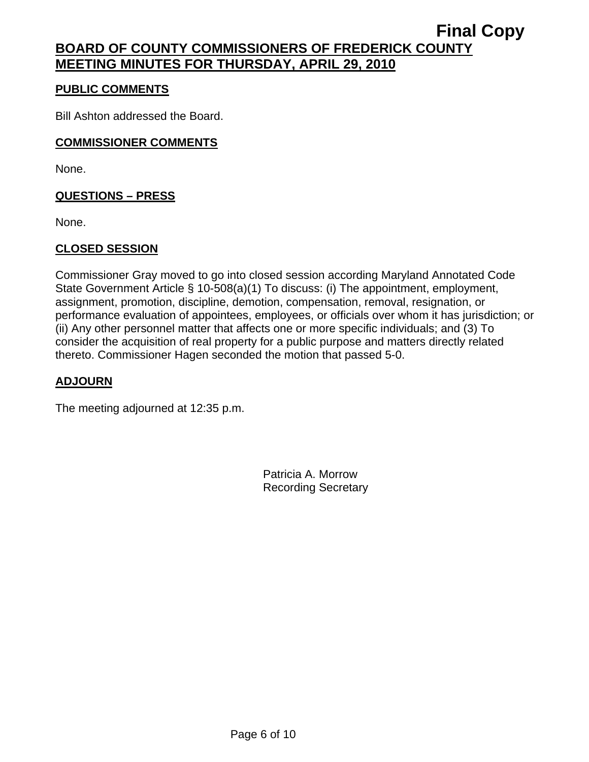**Final Copy**

**BOARD OF COUNTY COMMISSIONERS OF FREDERICK COUNTY MEETING MINUTES FOR THURSDAY, APRIL 29, 2010**

**PUBLIC COMMENTS**

Bill Ashton addressed the Board.

**COMMISSIONER COMMENTS**

None.

**QUESTIONS – PRESS**

None.

**CLOSED SESSION**

Commissioner Gray moved to go into closed session according Maryland Annotated Code State Government Article § 10-508(a)(1) To discuss: (i) The appointment, employment, assignment, promotion, discipline, demotion, compensation, removal, resignation, or performance evaluation of appointees, employees, or officials over whom it has jurisdiction; or (ii) Any other personnel matter that affects one or more specific individuals; and (3) To consider the acquisition of real property for a public purpose and matters directly related thereto. Commissioner Hagen seconded the motion that passed 5-0.

**ADJOURN**

The meeting adjourned at 12:35 p.m.

Patricia A. Morrow
Recording Secretary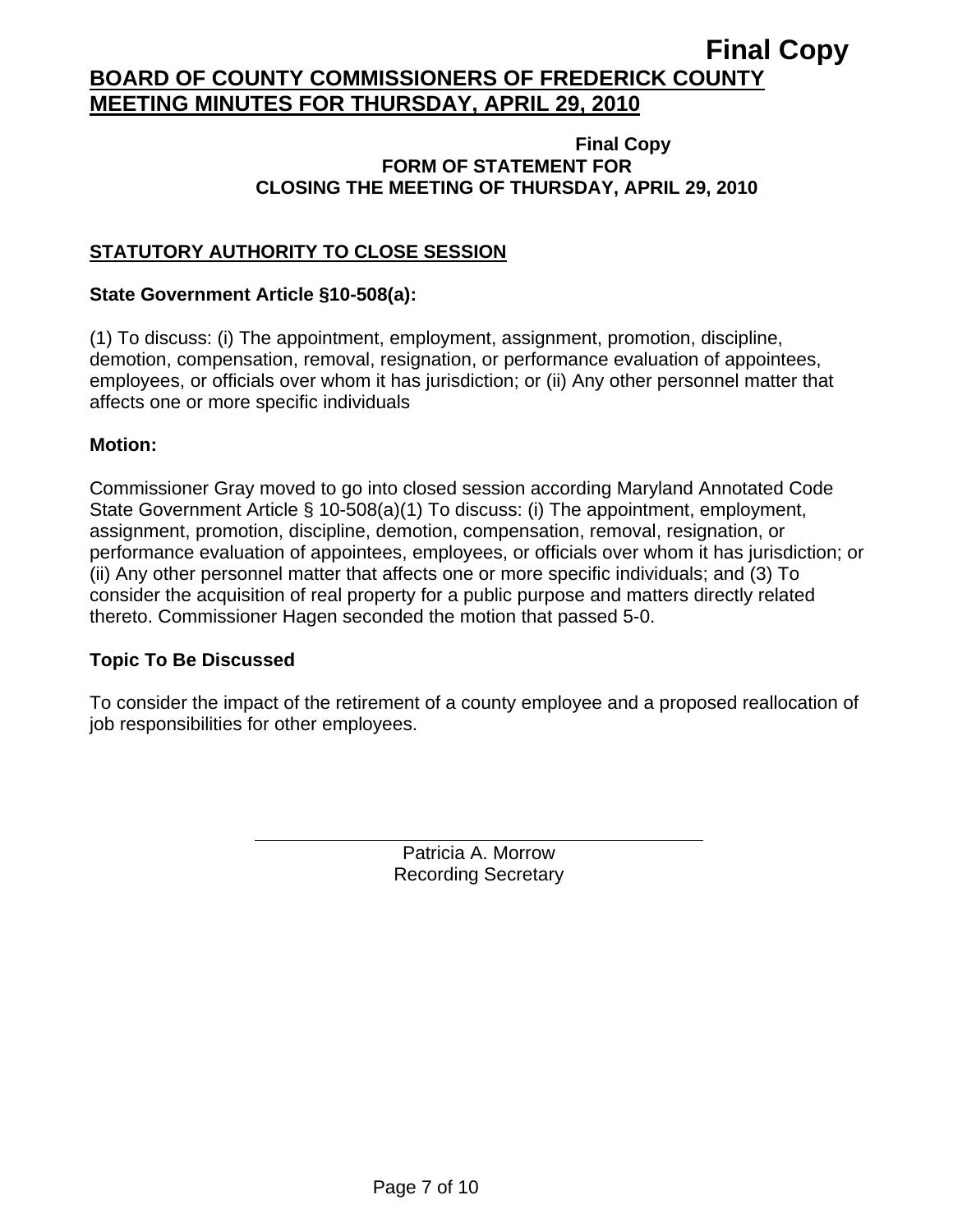**Final Copy**

# BOARD OF COUNTY COMMISSIONERS OF FREDERICK COUNTY MEETING MINUTES FOR THURSDAY, APRIL 29, 2010

**Final Copy**

**FORM OF STATEMENT FOR CLOSING THE MEETING OF THURSDAY, APRIL 29, 2010**

## STATUTORY AUTHORITY TO CLOSE SESSION

**State Government Article §10-508(a):**

(1) To discuss: (i) The appointment, employment, assignment, promotion, discipline, demotion, compensation, removal, resignation, or performance evaluation of appointees, employees, or officials over whom it has jurisdiction; or (ii) Any other personnel matter that affects one or more specific individuals

**Motion:**

Commissioner Gray moved to go into closed session according Maryland Annotated Code State Government Article § 10-508(a)(1) To discuss: (i) The appointment, employment, assignment, promotion, discipline, demotion, compensation, removal, resignation, or performance evaluation of appointees, employees, or officials over whom it has jurisdiction; or (ii) Any other personnel matter that affects one or more specific individuals; and (3) To consider the acquisition of real property for a public purpose and matters directly related thereto. Commissioner Hagen seconded the motion that passed 5-0.

**Topic To Be Discussed**

To consider the impact of the retirement of a county employee and a proposed reallocation of job responsibilities for other employees.

Patricia A. Morrow
Recording Secretary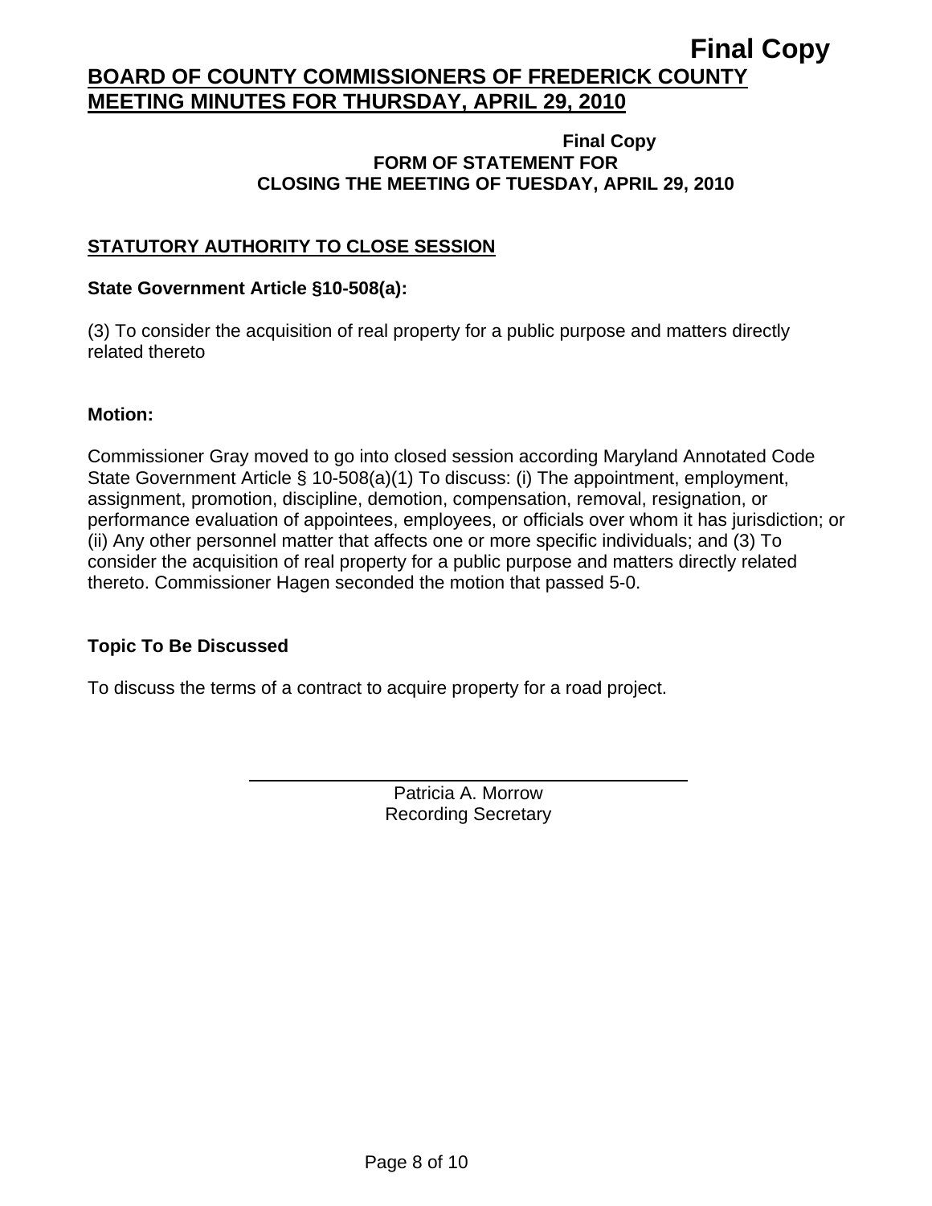**Final Copy**

**BOARD OF COUNTY COMMISSIONERS OF FREDERICK COUNTY**
**MEETING MINUTES FOR THURSDAY, APRIL 29, 2010**

**Final Copy**
**FORM OF STATEMENT FOR**
**CLOSING THE MEETING OF TUESDAY, APRIL 29, 2010**

## STATUTORY AUTHORITY TO CLOSE SESSION

**State Government Article §10-508(a):**

(3) To consider the acquisition of real property for a public purpose and matters directly related thereto

**Motion:**

Commissioner Gray moved to go into closed session according Maryland Annotated Code State Government Article § 10-508(a)(1) To discuss: (i) The appointment, employment, assignment, promotion, discipline, demotion, compensation, removal, resignation, or performance evaluation of appointees, employees, or officials over whom it has jurisdiction; or (ii) Any other personnel matter that affects one or more specific individuals; and (3) To consider the acquisition of real property for a public purpose and matters directly related thereto. Commissioner Hagen seconded the motion that passed 5-0.

**Topic To Be Discussed**

To discuss the terms of a contract to acquire property for a road project.

Patricia A. Morrow
Recording Secretary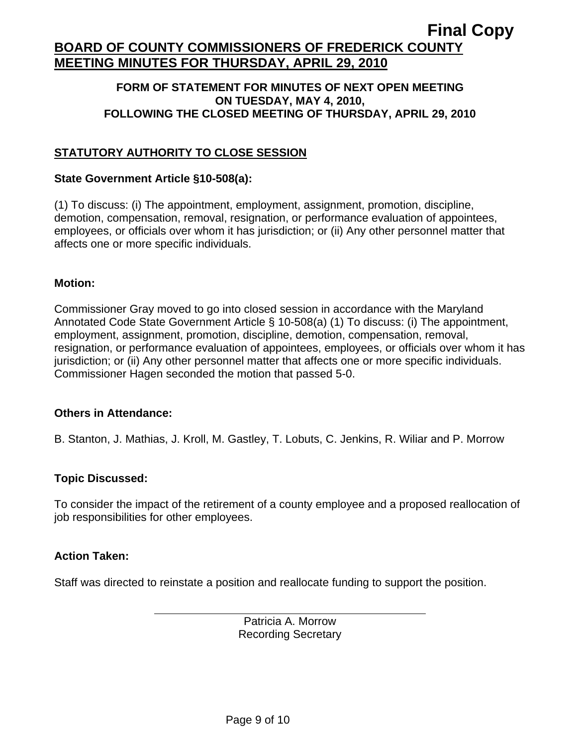**Final Copy**

# BOARD OF COUNTY COMMISSIONERS OF FREDERICK COUNTY MEETING MINUTES FOR THURSDAY, APRIL 29, 2010

### FORM OF STATEMENT FOR MINUTES OF NEXT OPEN MEETING ON TUESDAY, MAY 4, 2010, FOLLOWING THE CLOSED MEETING OF THURSDAY, APRIL 29, 2010

## STATUTORY AUTHORITY TO CLOSE SESSION

**State Government Article §10-508(a):**

(1) To discuss: (i) The appointment, employment, assignment, promotion, discipline, demotion, compensation, removal, resignation, or performance evaluation of appointees, employees, or officials over whom it has jurisdiction; or (ii) Any other personnel matter that affects one or more specific individuals.

**Motion:**

Commissioner Gray moved to go into closed session in accordance with the Maryland Annotated Code State Government Article § 10-508(a) (1) To discuss: (i) The appointment, employment, assignment, promotion, discipline, demotion, compensation, removal, resignation, or performance evaluation of appointees, employees, or officials over whom it has jurisdiction; or (ii) Any other personnel matter that affects one or more specific individuals. Commissioner Hagen seconded the motion that passed 5-0.

**Others in Attendance:**

B. Stanton, J. Mathias, J. Kroll, M. Gastley, T. Lobuts, C. Jenkins, R. Wiliar and P. Morrow

**Topic Discussed:**

To consider the impact of the retirement of a county employee and a proposed reallocation of job responsibilities for other employees.

**Action Taken:**

Staff was directed to reinstate a position and reallocate funding to support the position.

Patricia A. Morrow
Recording Secretary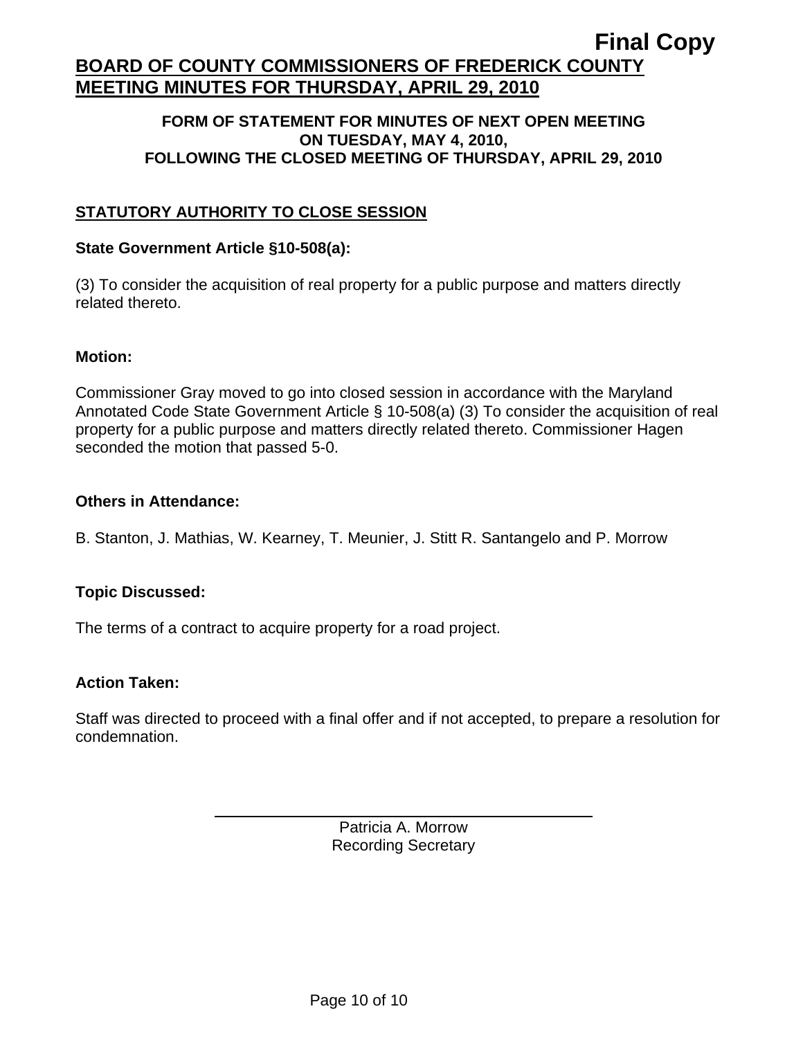**Final Copy**

# BOARD OF COUNTY COMMISSIONERS OF FREDERICK COUNTY
# MEETING MINUTES FOR THURSDAY, APRIL 29, 2010

### FORM OF STATEMENT FOR MINUTES OF NEXT OPEN MEETING ON TUESDAY, MAY 4, 2010, FOLLOWING THE CLOSED MEETING OF THURSDAY, APRIL 29, 2010

## STATUTORY AUTHORITY TO CLOSE SESSION

**State Government Article §10-508(a):**

(3) To consider the acquisition of real property for a public purpose and matters directly related thereto.

**Motion:**

Commissioner Gray moved to go into closed session in accordance with the Maryland Annotated Code State Government Article § 10-508(a) (3) To consider the acquisition of real property for a public purpose and matters directly related thereto. Commissioner Hagen seconded the motion that passed 5-0.

**Others in Attendance:**

B. Stanton, J. Mathias, W. Kearney, T. Meunier, J. Stitt R. Santangelo and P. Morrow

**Topic Discussed:**

The terms of a contract to acquire property for a road project.

**Action Taken:**

Staff was directed to proceed with a final offer and if not accepted, to prepare a resolution for condemnation.

Patricia A. Morrow
Recording Secretary